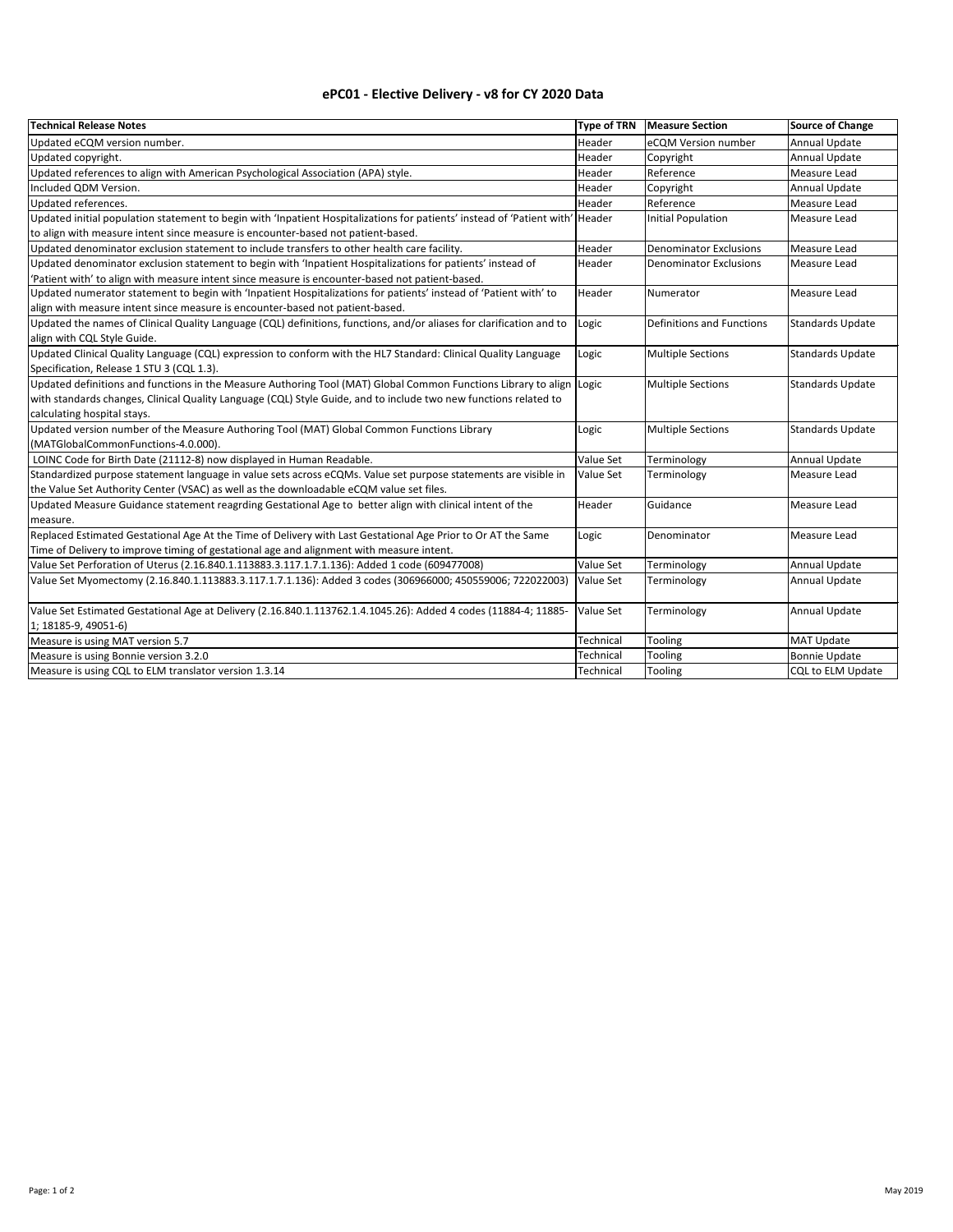# ePC01 - Elective Delivery - v8 for CY 2020 Data

| Technical Release Notes | Type of TRN | Measure Section | Source of Change |
|---|---|---|---|
| Updated eCQM version number. | Header | eCQM Version number | Annual Update |
| Updated copyright. | Header | Copyright | Annual Update |
| Updated references to align with American Psychological Association (APA) style. | Header | Reference | Measure Lead |
| Included QDM Version. | Header | Copyright | Annual Update |
| Updated references. | Header | Reference | Measure Lead |
| Updated initial population statement to begin with 'Inpatient Hospitalizations for patients' instead of 'Patient with' to align with measure intent since measure is encounter-based not patient-based. | Header | Initial Population | Measure Lead |
| Updated denominator exclusion statement to include transfers to other health care facility. | Header | Denominator Exclusions | Measure Lead |
| Updated denominator exclusion statement to begin with 'Inpatient Hospitalizations for patients' instead of 'Patient with' to align with measure intent since measure is encounter-based not patient-based. | Header | Denominator Exclusions | Measure Lead |
| Updated numerator statement to begin with 'Inpatient Hospitalizations for patients' instead of 'Patient with' to align with measure intent since measure is encounter-based not patient-based. | Header | Numerator | Measure Lead |
| Updated the names of Clinical Quality Language (CQL) definitions, functions, and/or aliases for clarification and to align with CQL Style Guide. | Logic | Definitions and Functions | Standards Update |
| Updated Clinical Quality Language (CQL) expression to conform with the HL7 Standard: Clinical Quality Language Specification, Release 1 STU 3 (CQL 1.3). | Logic | Multiple Sections | Standards Update |
| Updated definitions and functions in the Measure Authoring Tool (MAT) Global Common Functions Library to align with standards changes, Clinical Quality Language (CQL) Style Guide, and to include two new functions related to calculating hospital stays. | Logic | Multiple Sections | Standards Update |
| Updated version number of the Measure Authoring Tool (MAT) Global Common Functions Library (MATGlobalCommonFunctions-4.0.000). | Logic | Multiple Sections | Standards Update |
| LOINC Code for Birth Date (21112-8) now displayed in Human Readable. | Value Set | Terminology | Annual Update |
| Standardized purpose statement language in value sets across eCQMs. Value set purpose statements are visible in the Value Set Authority Center (VSAC) as well as the downloadable eCQM value set files. | Value Set | Terminology | Measure Lead |
| Updated Measure Guidance statement reagrding Gestational Age to better align with clinical intent of the measure. | Header | Guidance | Measure Lead |
| Replaced Estimated Gestational Age At the Time of Delivery with Last Gestational Age Prior to Or AT the Same Time of Delivery to improve timing of gestational age and alignment with measure intent. | Logic | Denominator | Measure Lead |
| Value Set Perforation of Uterus (2.16.840.1.113883.3.117.1.7.1.136): Added 1 code (609477008) | Value Set | Terminology | Annual Update |
| Value Set Myomectomy (2.16.840.1.113883.3.117.1.7.1.136): Added 3 codes (306966000; 450559006; 722022003) | Value Set | Terminology | Annual Update |
| Value Set Estimated Gestational Age at Delivery (2.16.840.1.113762.1.4.1045.26): Added 4 codes (11884-4; 11885-1; 18185-9, 49051-6) | Value Set | Terminology | Annual Update |
| Measure is using MAT version 5.7 | Technical | Tooling | MAT Update |
| Measure is using Bonnie version 3.2.0 | Technical | Tooling | Bonnie Update |
| Measure is using CQL to ELM translator version 1.3.14 | Technical | Tooling | CQL to ELM Update |

May 2019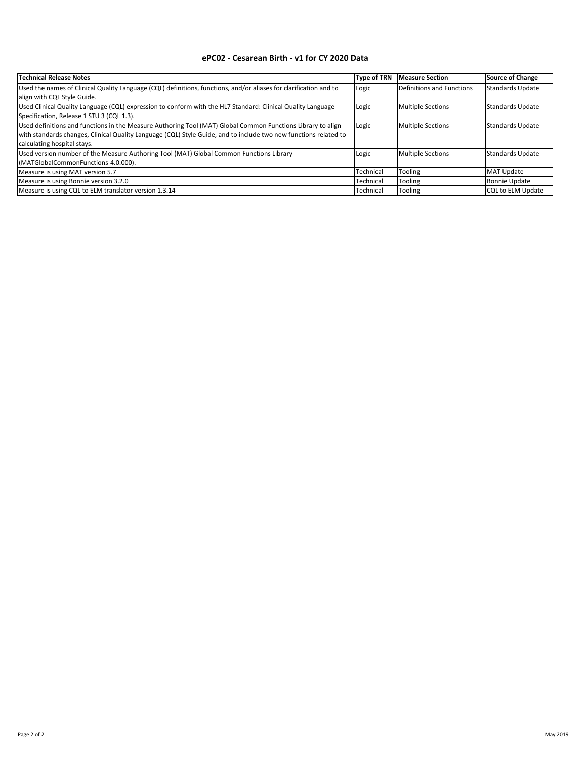# ePC02 - Cesarean Birth - v1 for CY 2020 Data

| Technical Release Notes | Type of TRN | Measure Section | Source of Change |
|---|---|---|---|
| Used the names of Clinical Quality Language (CQL) definitions, functions, and/or aliases for clarification and to align with CQL Style Guide. | Logic | Definitions and Functions | Standards Update |
| Used Clinical Quality Language (CQL) expression to conform with the HL7 Standard: Clinical Quality Language Specification, Release 1 STU 3 (CQL 1.3). | Logic | Multiple Sections | Standards Update |
| Used definitions and functions in the Measure Authoring Tool (MAT) Global Common Functions Library to align with standards changes, Clinical Quality Language (CQL) Style Guide, and to include two new functions related to calculating hospital stays. | Logic | Multiple Sections | Standards Update |
| Used version number of the Measure Authoring Tool (MAT) Global Common Functions Library (MATGlobalCommonFunctions-4.0.000). | Logic | Multiple Sections | Standards Update |
| Measure is using MAT version 5.7 | Technical | Tooling | MAT Update |
| Measure is using Bonnie version 3.2.0 | Technical | Tooling | Bonnie Update |
| Measure is using CQL to ELM translator version 1.3.14 | Technical | Tooling | CQL to ELM Update |

May 2019